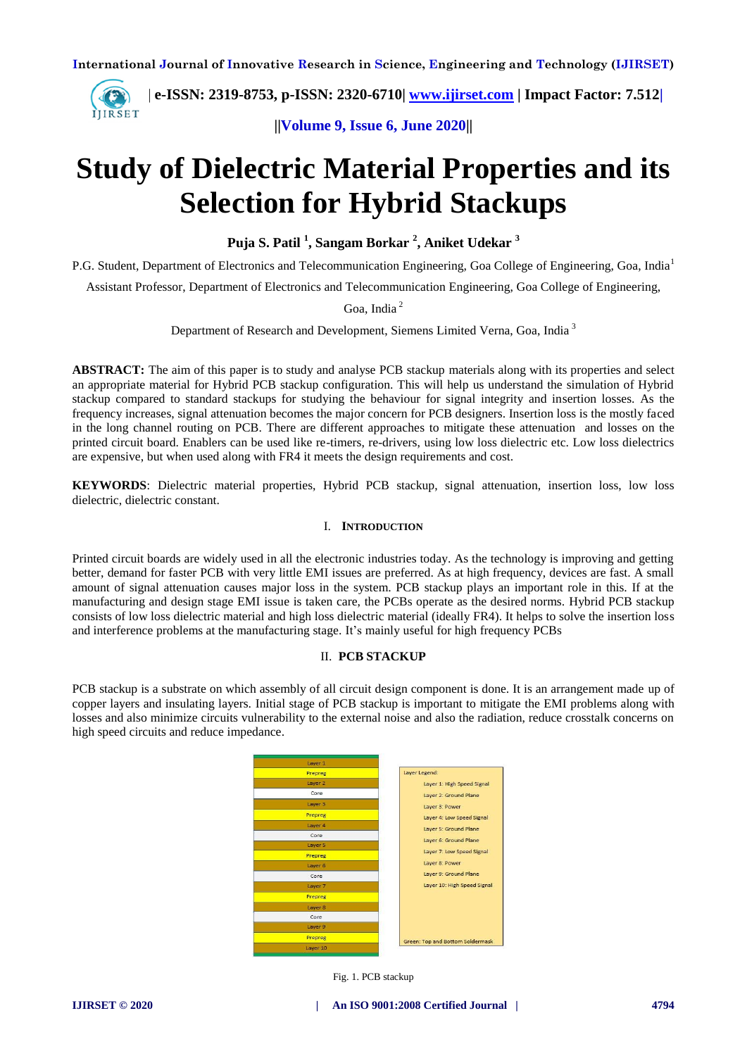# Study of Dielectric Material Properties and its Selection for Hybrid Stackups

**Puja S. Patil [1], Sangam Borkar [2], Aniket Udekar [3]**

P.G. Student, Department of Electronics and Telecommunication Engineering, Goa College of Engineering, Goa, India[1]

Assistant Professor, Department of Electronics and Telecommunication Engineering, Goa College of Engineering, Goa, India [2]

Department of Research and Development, Siemens Limited Verna, Goa, India [3]

**ABSTRACT:** The aim of this paper is to study and analyse PCB stackup materials along with its properties and select an appropriate material for Hybrid PCB stackup configuration. This will help us understand the simulation of Hybrid stackup compared to standard stackups for studying the behaviour for signal integrity and insertion losses. As the frequency increases, signal attenuation becomes the major concern for PCB designers. Insertion loss is the mostly faced in the long channel routing on PCB. There are different approaches to mitigate these attenuation and losses on the printed circuit board. Enablers can be used like re-timers, re-drivers, using low loss dielectric etc. Low loss dielectrics are expensive, but when used along with FR4 it meets the design requirements and cost.

**KEYWORDS**: Dielectric material properties, Hybrid PCB stackup, signal attenuation, insertion loss, low loss dielectric, dielectric constant.

## I. INTRODUCTION

Printed circuit boards are widely used in all the electronic industries today. As the technology is improving and getting better, demand for faster PCB with very little EMI issues are preferred. As at high frequency, devices are fast. A small amount of signal attenuation causes major loss in the system. PCB stackup plays an important role in this. If at the manufacturing and design stage EMI issue is taken care, the PCBs operate as the desired norms. Hybrid PCB stackup consists of low loss dielectric material and high loss dielectric material (ideally FR4). It helps to solve the insertion loss and interference problems at the manufacturing stage. It's mainly useful for high frequency PCBs

## II. PCB STACKUP

PCB stackup is a substrate on which assembly of all circuit design component is done. It is an arrangement made up of copper layers and insulating layers. Initial stage of PCB stackup is important to mitigate the EMI problems along with losses and also minimize circuits vulnerability to the external noise and also the radiation, reduce crosstalk concerns on high speed circuits and reduce impedance.

| Stackup |
|---|
| Layer 1 |
| Prepreg |
| Layer 2 |
| Core |
| Layer 3 |
| Prepreg |
| Layer 4 |
| Core |
| Layer 5 |
| Prepreg |
| Layer 6 |
| Core |
| Layer 7 |
| Prepreg |
| Layer 8 |
| Core |
| Layer 9 |
| Prepreg |
| Layer 10 |

Layer Legend:

- Layer 1: High Speed Signal
- Layer 2: Ground Plane
- Layer 3: Power
- Layer 4: Low Speed Signal
- Layer 5: Ground Plane
- Layer 6: Ground Plane
- Layer 7: Low Speed Signal
- Layer 8: Power
- Layer 9: Ground Plane
- Layer 10: High Speed Signal

Green: Top and Bottom Soldermask

Fig. 1. PCB stackup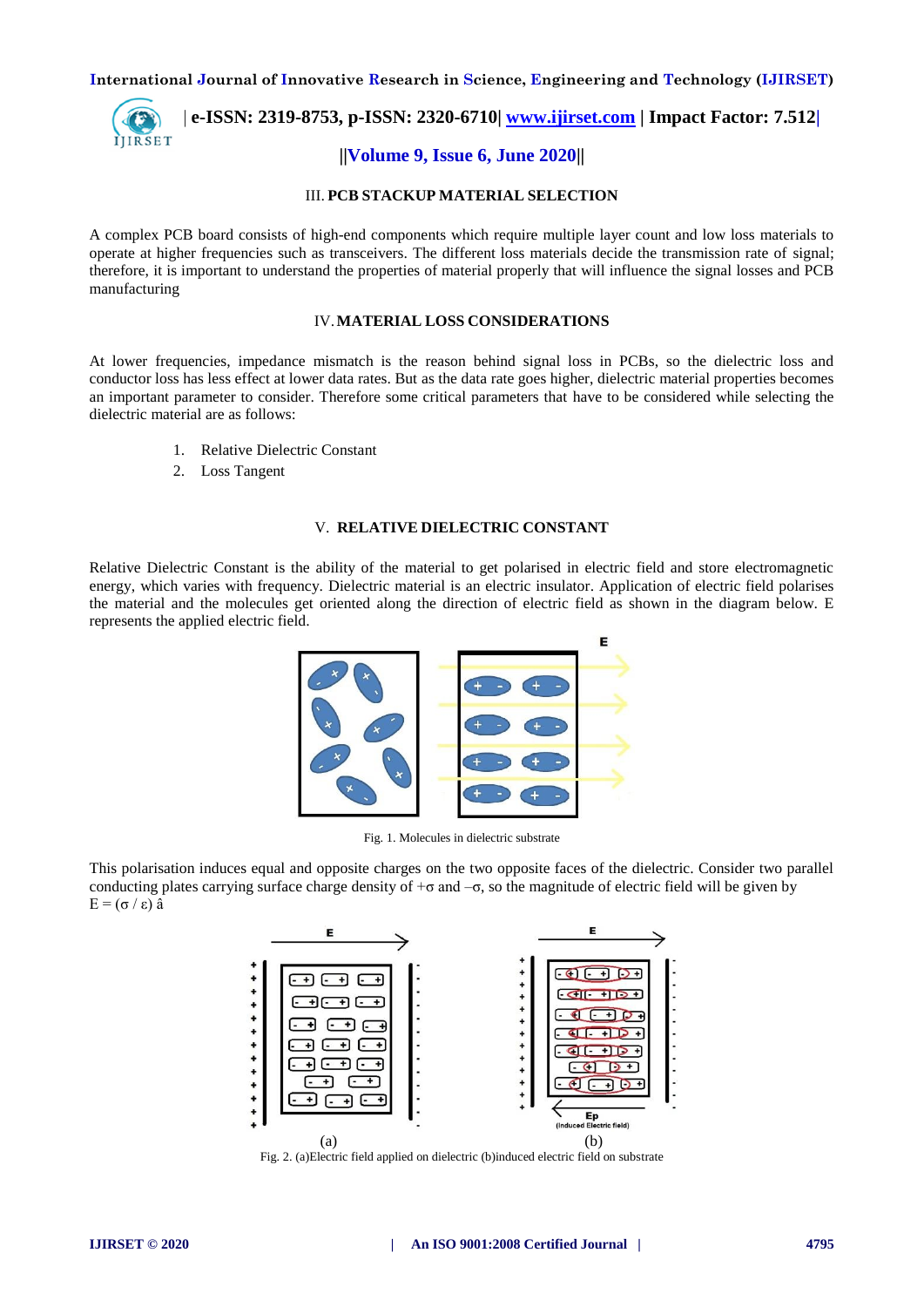## III. PCB STACKUP MATERIAL SELECTION

A complex PCB board consists of high-end components which require multiple layer count and low loss materials to operate at higher frequencies such as transceivers. The different loss materials decide the transmission rate of signal; therefore, it is important to understand the properties of material properly that will influence the signal losses and PCB manufacturing

## IV. MATERIAL LOSS CONSIDERATIONS

At lower frequencies, impedance mismatch is the reason behind signal loss in PCBs, so the dielectric loss and conductor loss has less effect at lower data rates. But as the data rate goes higher, dielectric material properties becomes an important parameter to consider. Therefore some critical parameters that have to be considered while selecting the dielectric material are as follows:

1. Relative Dielectric Constant
2. Loss Tangent

## V. RELATIVE DIELECTRIC CONSTANT

Relative Dielectric Constant is the ability of the material to get polarised in electric field and store electromagnetic energy, which varies with frequency. Dielectric material is an electric insulator. Application of electric field polarises the material and the molecules get oriented along the direction of electric field as shown in the diagram below. E represents the applied electric field.

Fig. 1. Molecules in dielectric substrate

This polarisation induces equal and opposite charges on the two opposite faces of the dielectric. Consider two parallel conducting plates carrying surface charge density of $+\sigma$ and $-\sigma$, so the magnitude of electric field will be given by $E = (\sigma / \varepsilon)\, \hat{a}$

Fig. 2. (a)Electric field applied on dielectric (b)induced electric field on substrate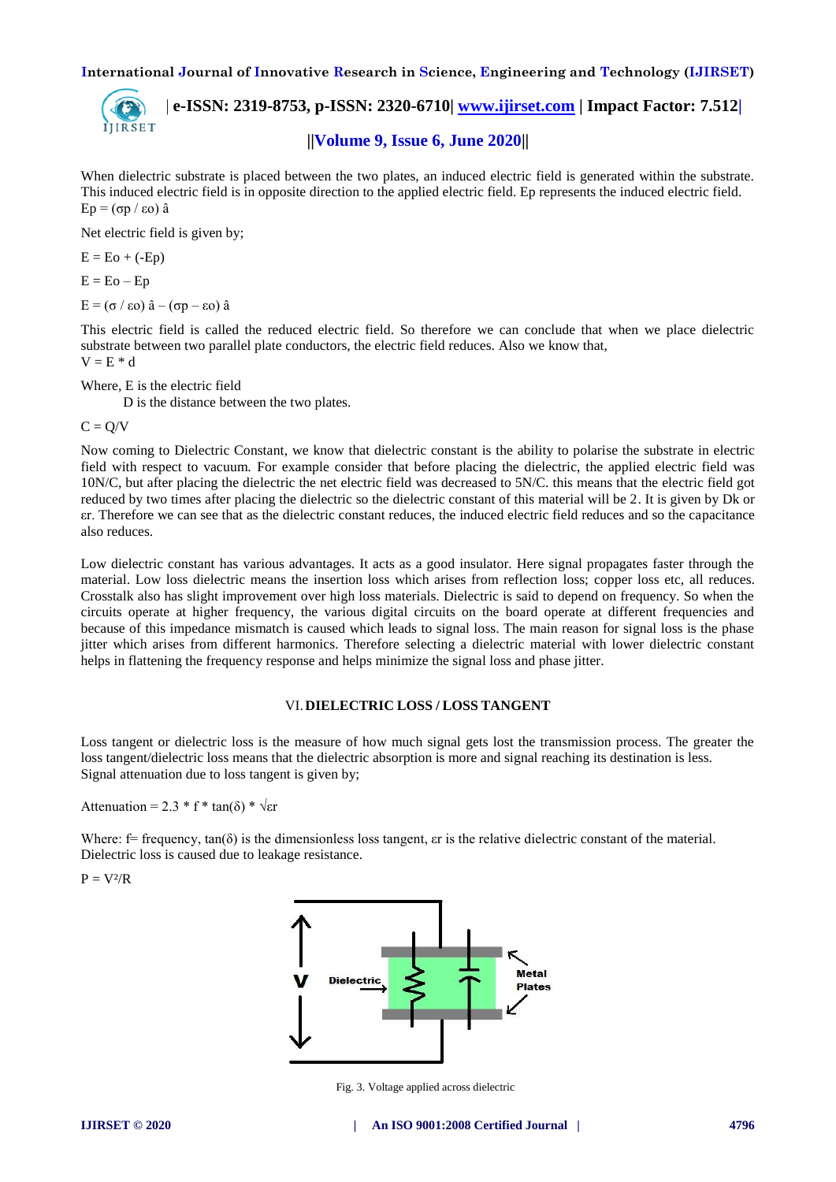When dielectric substrate is placed between the two plates, an induced electric field is generated within the substrate. This induced electric field is in opposite direction to the applied electric field. Ep represents the induced electric field.
$E_p = (\sigma_p / \varepsilon_o)\, \hat{a}$

Net electric field is given by;

$E = E_o + (-E_p)$

$E = E_o - E_p$

$E = (\sigma / \varepsilon_o)\, \hat{a} - (\sigma_p - \varepsilon_o)\, \hat{a}$

This electric field is called the reduced electric field. So therefore we can conclude that when we place dielectric substrate between two parallel plate conductors, the electric field reduces. Also we know that,
$V = E * d$

Where, E is the electric field
D is the distance between the two plates.

$C = Q/V$

Now coming to Dielectric Constant, we know that dielectric constant is the ability to polarise the substrate in electric field with respect to vacuum. For example consider that before placing the dielectric, the applied electric field was 10N/C, but after placing the dielectric the net electric field was decreased to 5N/C. this means that the electric field got reduced by two times after placing the dielectric so the dielectric constant of this material will be 2. It is given by Dk or $\varepsilon_r$. Therefore we can see that as the dielectric constant reduces, the induced electric field reduces and so the capacitance also reduces.

Low dielectric constant has various advantages. It acts as a good insulator. Here signal propagates faster through the material. Low loss dielectric means the insertion loss which arises from reflection loss; copper loss etc, all reduces. Crosstalk also has slight improvement over high loss materials. Dielectric is said to depend on frequency. So when the circuits operate at higher frequency, the various digital circuits on the board operate at different frequencies and because of this impedance mismatch is caused which leads to signal loss. The main reason for signal loss is the phase jitter which arises from different harmonics. Therefore selecting a dielectric material with lower dielectric constant helps in flattening the frequency response and helps minimize the signal loss and phase jitter.

## VI. DIELECTRIC LOSS / LOSS TANGENT

Loss tangent or dielectric loss is the measure of how much signal gets lost the transmission process. The greater the loss tangent/dielectric loss means that the dielectric absorption is more and signal reaching its destination is less.
Signal attenuation due to loss tangent is given by;

$\text{Attenuation} = 2.3 * f * \tan(\delta) * \sqrt{\varepsilon_r}$

Where: f= frequency, $\tan(\delta)$ is the dimensionless loss tangent, $\varepsilon_r$ is the relative dielectric constant of the material.
Dielectric loss is caused due to leakage resistance.

$P = V^2/R$

Fig. 3. Voltage applied across dielectric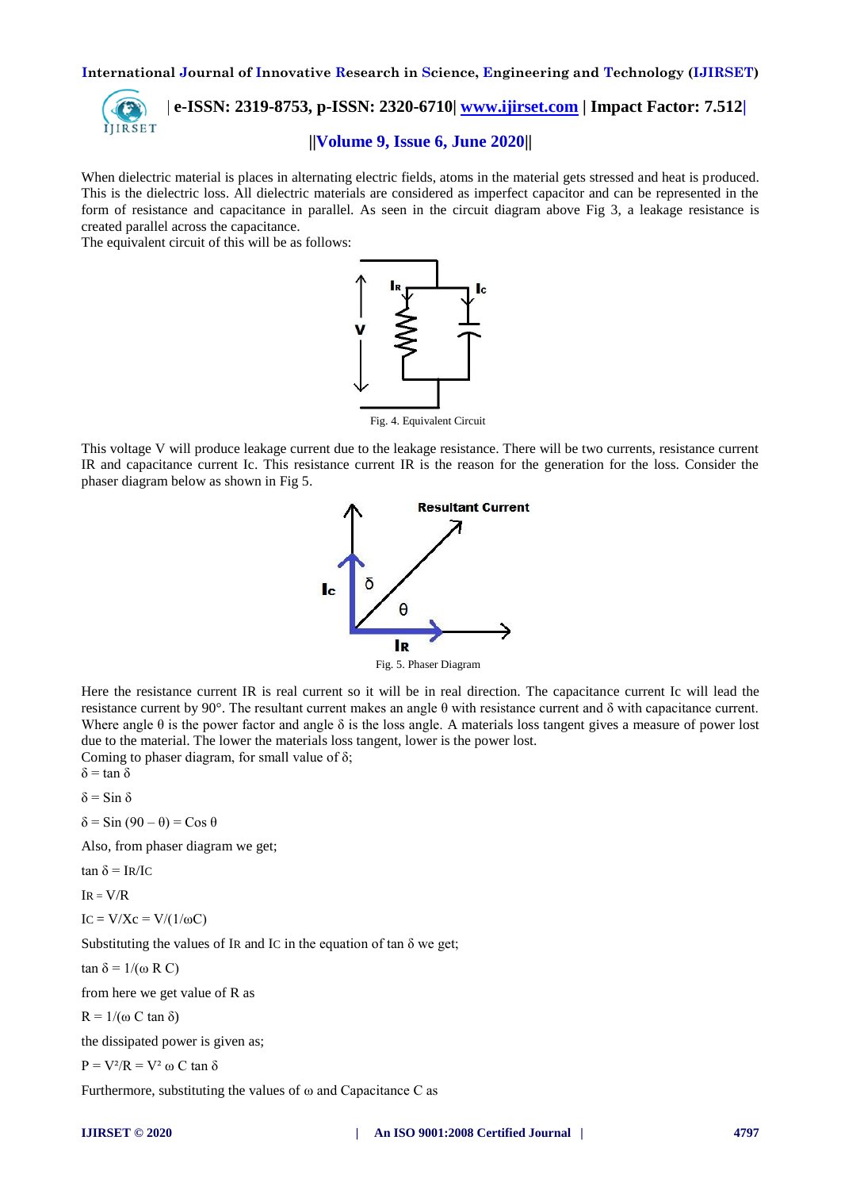When dielectric material is places in alternating electric fields, atoms in the material gets stressed and heat is produced. This is the dielectric loss. All dielectric materials are considered as imperfect capacitor and can be represented in the form of resistance and capacitance in parallel. As seen in the circuit diagram above Fig 3, a leakage resistance is created parallel across the capacitance.

The equivalent circuit of this will be as follows:

Fig. 4. Equivalent Circuit

This voltage V will produce leakage current due to the leakage resistance. There will be two currents, resistance current IR and capacitance current Ic. This resistance current IR is the reason for the generation for the loss. Consider the phaser diagram below as shown in Fig 5.

Fig. 5. Phaser Diagram

Here the resistance current IR is real current so it will be in real direction. The capacitance current Ic will lead the resistance current by 90°. The resultant current makes an angle θ with resistance current and δ with capacitance current. Where angle θ is the power factor and angle δ is the loss angle. A materials loss tangent gives a measure of power lost due to the material. The lower the materials loss tangent, lower is the power lost.

Coming to phaser diagram, for small value of δ;

$\delta = \tan \delta$

$\delta = \sin \delta$

$\delta = \sin (90 - \theta) = \cos \theta$

Also, from phaser diagram we get;

$\tan \delta = I_R/I_C$

$I_R = V/R$

$I_C = V/X_c = V/(1/\omega C)$

Substituting the values of $I_R$ and $I_C$ in the equation of tan δ we get;

$\tan \delta = 1/(\omega R C)$

from here we get value of R as

$R = 1/(\omega C \tan \delta)$

the dissipated power is given as;

$P = V^2/R = V^2 \omega C \tan \delta$

Furthermore, substituting the values of ω and Capacitance C as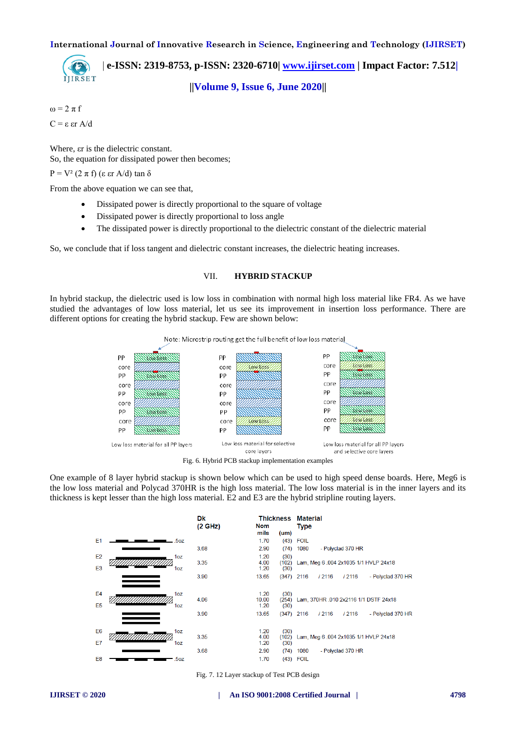$\omega = 2\pi f$

$C = \varepsilon\, \varepsilon_r\, A/d$

Where, $\varepsilon_r$ is the dielectric constant.
So, the equation for dissipated power then becomes;

$P = V^2\, (2\pi f)\, (\varepsilon\, \varepsilon_r\, A/d) \tan\delta$

From the above equation we can see that,

- Dissipated power is directly proportional to the square of voltage
- Dissipated power is directly proportional to loss angle
- The dissipated power is directly proportional to the dielectric constant of the dielectric material

So, we conclude that if loss tangent and dielectric constant increases, the dielectric heating increases.

## VII. HYBRID STACKUP

In hybrid stackup, the dielectric used is low loss in combination with normal high loss material like FR4. As we have studied the advantages of low loss material, let us see its improvement in insertion loss performance. There are different options for creating the hybrid stackup. Few are shown below:

Note: Microstrip routing get the full benefit of low loss material

Low loss material for all PP layers — Low loss material for selective core layers — Low loss material for all PP layers and selective core layers

Fig. 6. Hybrid PCB stackup implementation examples

One example of 8 layer hybrid stackup is shown below which can be used to high speed dense boards. Here, Meg6 is the low loss material and Polycad 370HR is the high loss material. The low loss material is in the inner layers and its thickness is kept lesser than the high loss material. E2 and E3 are the hybrid stripline routing layers.

| Layer | Copper | Dk (2 GHz) | Thickness Nom mils | (um) | Material Type |
|---|---|---|---|---|---|
| E1 | .5oz | | 1.70 | (43) | FOIL |
| | | 3.68 | 2.90 | (74) | 1080 - Polyclad 370 HR |
| E2 | 1oz | | 1.20 | (30) | |
| | | 3.35 | 4.00 | (102) | Lam, Meg 6 .004 2x1035 1/1 HVLP 24x18 |
| E3 | 1oz | | 1.20 | (30) | |
| | | 3.90 | 13.65 | (347) | 2116 / 2116 / 2116 - Polyclad 370 HR |
| E4 | 1oz | | 1.20 | (30) | |
| | | 4.06 | 10.00 | (254) | Lam, 370HR .010 2x2116 1/1 DSTF 24x18 |
| E5 | 1oz | | 1.20 | (30) | |
| | | 3.90 | 13.65 | (347) | 2116 / 2116 / 2116 - Polyclad 370 HR |
| E6 | 1oz | | 1.20 | (30) | |
| | | 3.35 | 4.00 | (102) | Lam, Meg 6 .004 2x1035 1/1 HVLP 24x18 |
| E7 | 1oz | | 1.20 | (30) | |
| | | 3.68 | 2.90 | (74) | 1080 - Polyclad 370 HR |
| E8 | .5oz | | 1.70 | (43) | FOIL |

Fig. 7. 12 Layer stackup of Test PCB design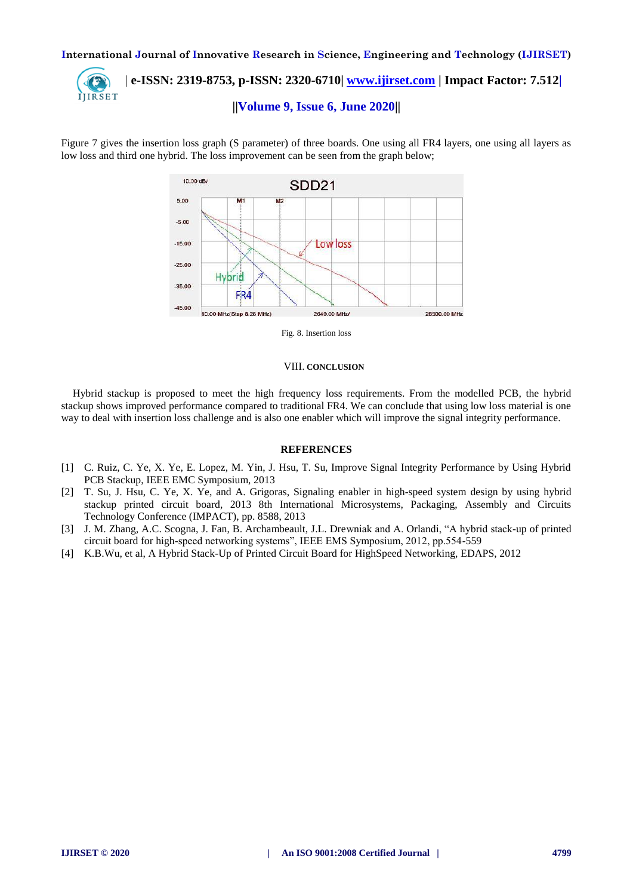Figure 7 gives the insertion loss graph (S parameter) of three boards. One using all FR4 layers, one using all layers as low loss and third one hybrid. The loss improvement can be seen from the graph below;

10.00 dB/

SDD21

5.00

-5.00

-15.00

-25.00

-35.00

-45.00

M1

M2

Low loss

Hybrid

FR4

10.00 MHz(Step 8.26 MHz)

2049.00 MHz/

20500.00 MHz

Fig. 8. Insertion loss

## VIII. CONCLUSION

Hybrid stackup is proposed to meet the high frequency loss requirements. From the modelled PCB, the hybrid stackup shows improved performance compared to traditional FR4. We can conclude that using low loss material is one way to deal with insertion loss challenge and is also one enabler which will improve the signal integrity performance.

## REFERENCES

[1] C. Ruiz, C. Ye, X. Ye, E. Lopez, M. Yin, J. Hsu, T. Su, Improve Signal Integrity Performance by Using Hybrid PCB Stackup, IEEE EMC Symposium, 2013

[2] T. Su, J. Hsu, C. Ye, X. Ye, and A. Grigoras, Signaling enabler in high-speed system design by using hybrid stackup printed circuit board, 2013 8th International Microsystems, Packaging, Assembly and Circuits Technology Conference (IMPACT), pp. 8588, 2013

[3] J. M. Zhang, A.C. Scogna, J. Fan, B. Archambeault, J.L. Drewniak and A. Orlandi, "A hybrid stack-up of printed circuit board for high-speed networking systems", IEEE EMS Symposium, 2012, pp.554-559

[4] K.B.Wu, et al, A Hybrid Stack-Up of Printed Circuit Board for HighSpeed Networking, EDAPS, 2012